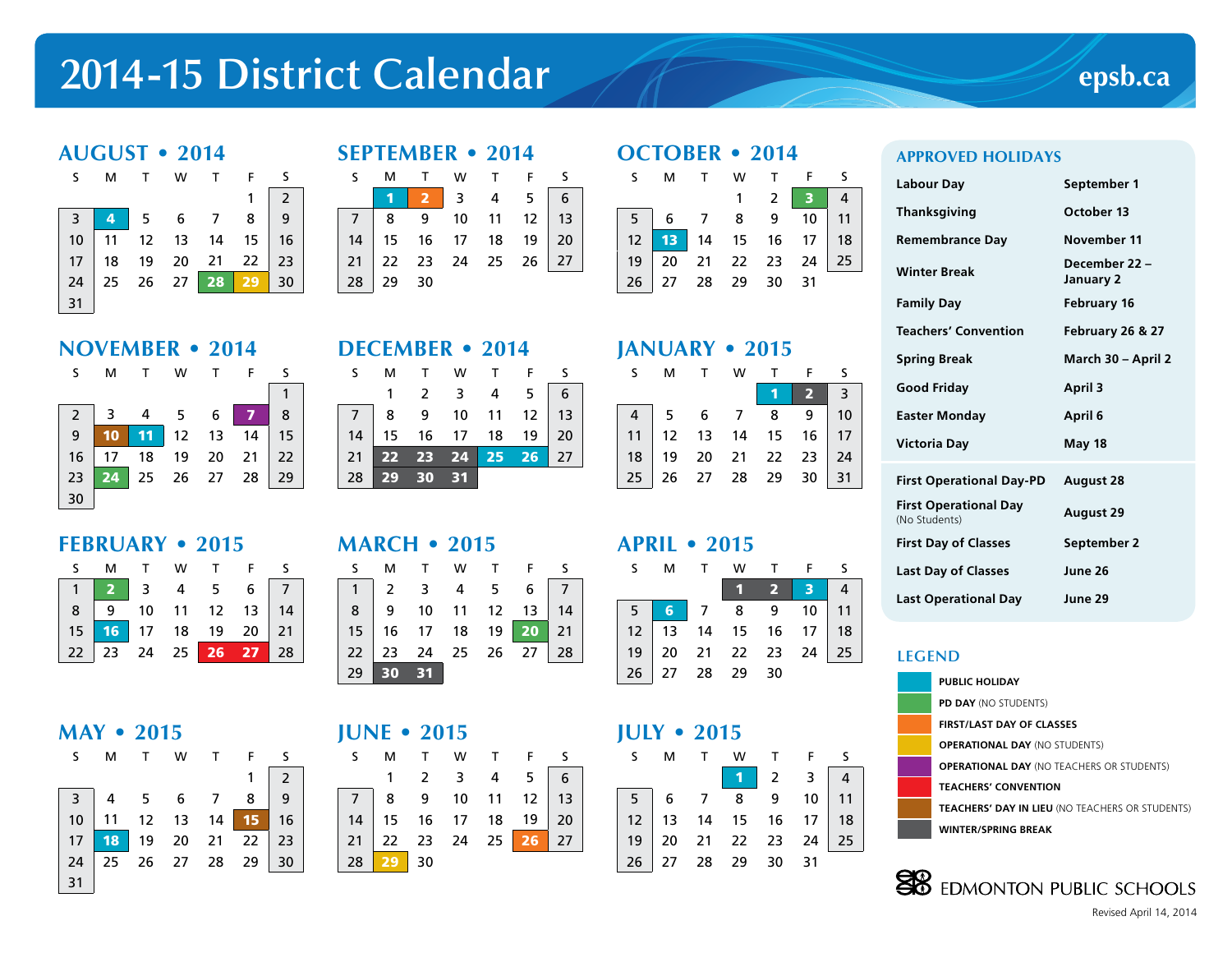# 2014-15 District Calendar

epsb.ca

## AUGUST • 2014

| S | M | T | W | T | F | S |
|---|---|---|---|---|---|---|
| | | | | | 1 | 2 |
| 3 | 4 | 5 | 6 | 7 | 8 | 9 |
| 10 | 11 | 12 | 13 | 14 | 15 | 16 |
| 17 | 18 | 19 | 20 | 21 | 22 | 23 |
| 24 | 25 | 26 | 27 | 28 | 29 | 30 |
| 31 | | | | | | |

## SEPTEMBER • 2014

| S | M | T | W | T | F | S |
|---|---|---|---|---|---|---|
| | 1 | 2 | 3 | 4 | 5 | 6 |
| 7 | 8 | 9 | 10 | 11 | 12 | 13 |
| 14 | 15 | 16 | 17 | 18 | 19 | 20 |
| 21 | 22 | 23 | 24 | 25 | 26 | 27 |
| 28 | 29 | 30 | | | | |

## OCTOBER • 2014

| S | M | T | W | T | F | S |
|---|---|---|---|---|---|---|
| | | | 1 | 2 | 3 | 4 |
| 5 | 6 | 7 | 8 | 9 | 10 | 11 |
| 12 | 13 | 14 | 15 | 16 | 17 | 18 |
| 19 | 20 | 21 | 22 | 23 | 24 | 25 |
| 26 | 27 | 28 | 29 | 30 | 31 | |

## NOVEMBER • 2014

| S | M | T | W | T | F | S |
|---|---|---|---|---|---|---|
| | | | | | | 1 |
| 2 | 3 | 4 | 5 | 6 | 7 | 8 |
| 9 | 10 | 11 | 12 | 13 | 14 | 15 |
| 16 | 17 | 18 | 19 | 20 | 21 | 22 |
| 23 | 24 | 25 | 26 | 27 | 28 | 29 |
| 30 | | | | | | |

## DECEMBER • 2014

| S | M | T | W | T | F | S |
|---|---|---|---|---|---|---|
| | 1 | 2 | 3 | 4 | 5 | 6 |
| 7 | 8 | 9 | 10 | 11 | 12 | 13 |
| 14 | 15 | 16 | 17 | 18 | 19 | 20 |
| 21 | 22 | 23 | 24 | 25 | 26 | 27 |
| 28 | 29 | 30 | 31 | | | |

## JANUARY • 2015

| S | M | T | W | T | F | S |
|---|---|---|---|---|---|---|
| | | | | 1 | 2 | 3 |
| 4 | 5 | 6 | 7 | 8 | 9 | 10 |
| 11 | 12 | 13 | 14 | 15 | 16 | 17 |
| 18 | 19 | 20 | 21 | 22 | 23 | 24 |
| 25 | 26 | 27 | 28 | 29 | 30 | 31 |

## FEBRUARY • 2015

| S | M | T | W | T | F | S |
|---|---|---|---|---|---|---|
| 1 | 2 | 3 | 4 | 5 | 6 | 7 |
| 8 | 9 | 10 | 11 | 12 | 13 | 14 |
| 15 | 16 | 17 | 18 | 19 | 20 | 21 |
| 22 | 23 | 24 | 25 | 26 | 27 | 28 |

## MARCH • 2015

| S | M | T | W | T | F | S |
|---|---|---|---|---|---|---|
| 1 | 2 | 3 | 4 | 5 | 6 | 7 |
| 8 | 9 | 10 | 11 | 12 | 13 | 14 |
| 15 | 16 | 17 | 18 | 19 | 20 | 21 |
| 22 | 23 | 24 | 25 | 26 | 27 | 28 |
| 29 | 30 | 31 | | | | |

## APRIL • 2015

| S | M | T | W | T | F | S |
|---|---|---|---|---|---|---|
| | | | 1 | 2 | 3 | 4 |
| 5 | 6 | 7 | 8 | 9 | 10 | 11 |
| 12 | 13 | 14 | 15 | 16 | 17 | 18 |
| 19 | 20 | 21 | 22 | 23 | 24 | 25 |
| 26 | 27 | 28 | 29 | 30 | | |

## MAY • 2015

| S | M | T | W | T | F | S |
|---|---|---|---|---|---|---|
| | | | | | 1 | 2 |
| 3 | 4 | 5 | 6 | 7 | 8 | 9 |
| 10 | 11 | 12 | 13 | 14 | 15 | 16 |
| 17 | 18 | 19 | 20 | 21 | 22 | 23 |
| 24 | 25 | 26 | 27 | 28 | 29 | 30 |
| 31 | | | | | | |

## JUNE • 2015

| S | M | T | W | T | F | S |
|---|---|---|---|---|---|---|
| | 1 | 2 | 3 | 4 | 5 | 6 |
| 7 | 8 | 9 | 10 | 11 | 12 | 13 |
| 14 | 15 | 16 | 17 | 18 | 19 | 20 |
| 21 | 22 | 23 | 24 | 25 | 26 | 27 |
| 28 | 29 | 30 | | | | |

## JULY • 2015

| S | M | T | W | T | F | S |
|---|---|---|---|---|---|---|
| | | | 1 | 2 | 3 | 4 |
| 5 | 6 | 7 | 8 | 9 | 10 | 11 |
| 12 | 13 | 14 | 15 | 16 | 17 | 18 |
| 19 | 20 | 21 | 22 | 23 | 24 | 25 |
| 26 | 27 | 28 | 29 | 30 | 31 | |

## APPROVED HOLIDAYS

| | |
|---|---|
| Labour Day | September 1 |
| Thanksgiving | October 13 |
| Remembrance Day | November 11 |
| Winter Break | December 22 – January 2 |
| Family Day | February 16 |
| Teachers' Convention | February 26 & 27 |
| Spring Break | March 30 – April 2 |
| Good Friday | April 3 |
| Easter Monday | April 6 |
| Victoria Day | May 18 |
| First Operational Day-PD | August 28 |
| First Operational Day (No Students) | August 29 |
| First Day of Classes | September 2 |
| Last Day of Classes | June 26 |
| Last Operational Day | June 29 |

## LEGEND

- **PUBLIC HOLIDAY**
- **PD DAY** (NO STUDENTS)
- **FIRST/LAST DAY OF CLASSES**
- **OPERATIONAL DAY** (NO STUDENTS)
- **OPERATIONAL DAY** (NO TEACHERS OR STUDENTS)
- **TEACHERS' CONVENTION**
- **TEACHERS' DAY IN LIEU** (NO TEACHERS OR STUDENTS)
- **WINTER/SPRING BREAK**

EDMONTON PUBLIC SCHOOLS

Revised April 14, 2014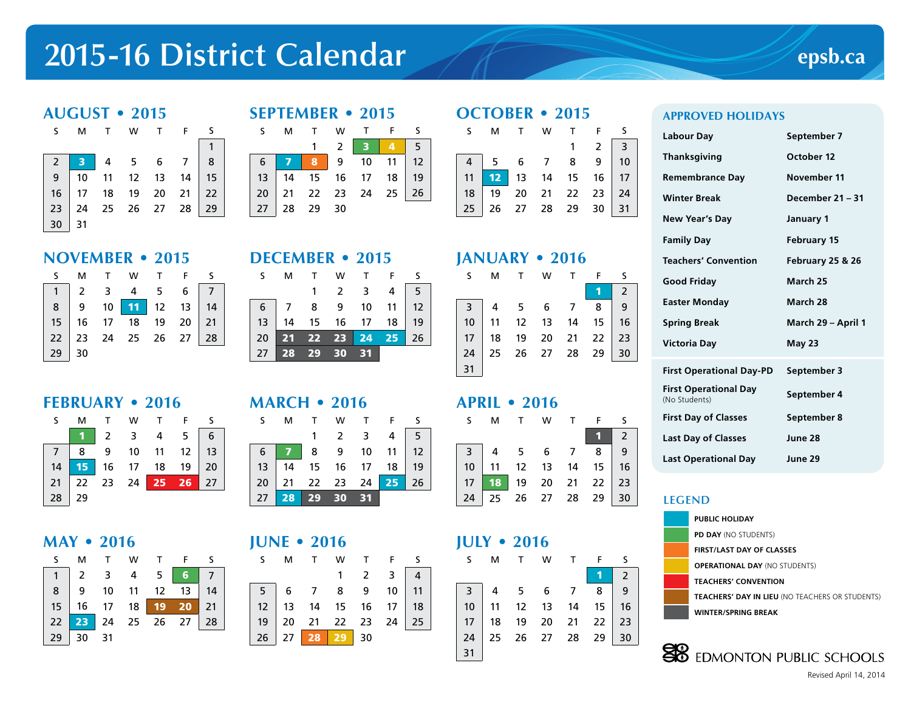# 2015-16 District Calendar

epsb.ca

## AUGUST • 2015

| S | M | T | W | T | F | S |
|---|---|---|---|---|---|---|
| | | | | | | 1 |
| 2 | 3 | 4 | 5 | 6 | 7 | 8 |
| 9 | 10 | 11 | 12 | 13 | 14 | 15 |
| 16 | 17 | 18 | 19 | 20 | 21 | 22 |
| 23 | 24 | 25 | 26 | 27 | 28 | 29 |
| 30 | 31 | | | | | |

## SEPTEMBER • 2015

| S | M | T | W | T | F | S |
|---|---|---|---|---|---|---|
| | | 1 | 2 | 3 | 4 | 5 |
| 6 | 7 | 8 | 9 | 10 | 11 | 12 |
| 13 | 14 | 15 | 16 | 17 | 18 | 19 |
| 20 | 21 | 22 | 23 | 24 | 25 | 26 |
| 27 | 28 | 29 | 30 | | | |

## OCTOBER • 2015

| S | M | T | W | T | F | S |
|---|---|---|---|---|---|---|
| | | | | 1 | 2 | 3 |
| 4 | 5 | 6 | 7 | 8 | 9 | 10 |
| 11 | 12 | 13 | 14 | 15 | 16 | 17 |
| 18 | 19 | 20 | 21 | 22 | 23 | 24 |
| 25 | 26 | 27 | 28 | 29 | 30 | 31 |

## NOVEMBER • 2015

| S | M | T | W | T | F | S |
|---|---|---|---|---|---|---|
| 1 | 2 | 3 | 4 | 5 | 6 | 7 |
| 8 | 9 | 10 | 11 | 12 | 13 | 14 |
| 15 | 16 | 17 | 18 | 19 | 20 | 21 |
| 22 | 23 | 24 | 25 | 26 | 27 | 28 |
| 29 | 30 | | | | | |

## DECEMBER • 2015

| S | M | T | W | T | F | S |
|---|---|---|---|---|---|---|
| | | 1 | 2 | 3 | 4 | 5 |
| 6 | 7 | 8 | 9 | 10 | 11 | 12 |
| 13 | 14 | 15 | 16 | 17 | 18 | 19 |
| 20 | 21 | 22 | 23 | 24 | 25 | 26 |
| 27 | 28 | 29 | 30 | 31 | | |

## JANUARY • 2016

| S | M | T | W | T | F | S |
|---|---|---|---|---|---|---|
| | | | | | 1 | 2 |
| 3 | 4 | 5 | 6 | 7 | 8 | 9 |
| 10 | 11 | 12 | 13 | 14 | 15 | 16 |
| 17 | 18 | 19 | 20 | 21 | 22 | 23 |
| 24 | 25 | 26 | 27 | 28 | 29 | 30 |
| 31 | | | | | | |

## FEBRUARY • 2016

| S | M | T | W | T | F | S |
|---|---|---|---|---|---|---|
| | 1 | 2 | 3 | 4 | 5 | 6 |
| 7 | 8 | 9 | 10 | 11 | 12 | 13 |
| 14 | 15 | 16 | 17 | 18 | 19 | 20 |
| 21 | 22 | 23 | 24 | 25 | 26 | 27 |
| 28 | 29 | | | | | |

## MARCH • 2016

| S | M | T | W | T | F | S |
|---|---|---|---|---|---|---|
| | | 1 | 2 | 3 | 4 | 5 |
| 6 | 7 | 8 | 9 | 10 | 11 | 12 |
| 13 | 14 | 15 | 16 | 17 | 18 | 19 |
| 20 | 21 | 22 | 23 | 24 | 25 | 26 |
| 27 | 28 | 29 | 30 | 31 | | |

## APRIL • 2016

| S | M | T | W | T | F | S |
|---|---|---|---|---|---|---|
| | | | | | 1 | 2 |
| 3 | 4 | 5 | 6 | 7 | 8 | 9 |
| 10 | 11 | 12 | 13 | 14 | 15 | 16 |
| 17 | 18 | 19 | 20 | 21 | 22 | 23 |
| 24 | 25 | 26 | 27 | 28 | 29 | 30 |

## MAY • 2016

| S | M | T | W | T | F | S |
|---|---|---|---|---|---|---|
| 1 | 2 | 3 | 4 | 5 | 6 | 7 |
| 8 | 9 | 10 | 11 | 12 | 13 | 14 |
| 15 | 16 | 17 | 18 | 19 | 20 | 21 |
| 22 | 23 | 24 | 25 | 26 | 27 | 28 |
| 29 | 30 | 31 | | | | |

## JUNE • 2016

| S | M | T | W | T | F | S |
|---|---|---|---|---|---|---|
| | | | 1 | 2 | 3 | 4 |
| 5 | 6 | 7 | 8 | 9 | 10 | 11 |
| 12 | 13 | 14 | 15 | 16 | 17 | 18 |
| 19 | 20 | 21 | 22 | 23 | 24 | 25 |
| 26 | 27 | 28 | 29 | 30 | | |

## JULY • 2016

| S | M | T | W | T | F | S |
|---|---|---|---|---|---|---|
| | | | | | 1 | 2 |
| 3 | 4 | 5 | 6 | 7 | 8 | 9 |
| 10 | 11 | 12 | 13 | 14 | 15 | 16 |
| 17 | 18 | 19 | 20 | 21 | 22 | 23 |
| 24 | 25 | 26 | 27 | 28 | 29 | 30 |
| 31 | | | | | | |

## APPROVED HOLIDAYS

| | |
|---|---|
| Labour Day | September 7 |
| Thanksgiving | October 12 |
| Remembrance Day | November 11 |
| Winter Break | December 21 – 31 |
| New Year's Day | January 1 |
| Family Day | February 15 |
| Teachers' Convention | February 25 & 26 |
| Good Friday | March 25 |
| Easter Monday | March 28 |
| Spring Break | March 29 – April 1 |
| Victoria Day | May 23 |

| | |
|---|---|
| First Operational Day-PD | September 3 |
| First Operational Day (No Students) | September 4 |
| First Day of Classes | September 8 |
| Last Day of Classes | June 28 |
| Last Operational Day | June 29 |

## LEGEND

- **PUBLIC HOLIDAY**
- **PD DAY** (NO STUDENTS)
- **FIRST/LAST DAY OF CLASSES**
- **OPERATIONAL DAY** (NO STUDENTS)
- **TEACHERS' CONVENTION**
- **TEACHERS' DAY IN LIEU** (NO TEACHERS OR STUDENTS)
- **WINTER/SPRING BREAK**

EDMONTON PUBLIC SCHOOLS

Revised April 14, 2014